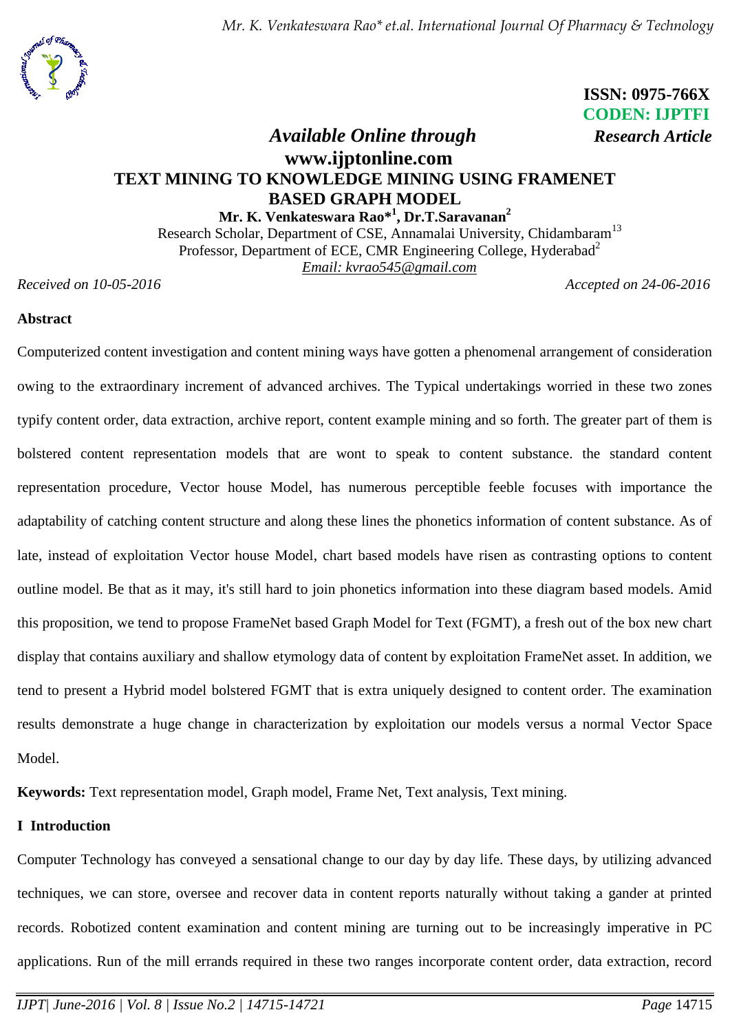ISSN: 0975-766X
CODEN: IJPTFI

*Available Online through* *Research Article*
**www.ijptonline.com**

# TEXT MINING TO KNOWLEDGE MINING USING FRAMENET BASED GRAPH MODEL

**Mr. K. Venkateswara Rao*[1], Dr.T.Saravanan[2]**

Research Scholar, Department of CSE, Annamalai University, Chidambaram[13]
Professor, Department of ECE, CMR Engineering College, Hyderabad[2]
*Email: kvrao545@gmail.com*

*Received on 10-05-2016* *Accepted on 24-06-2016*

## Abstract

Computerized content investigation and content mining ways have gotten a phenomenal arrangement of consideration owing to the extraordinary increment of advanced archives. The Typical undertakings worried in these two zones typify content order, data extraction, archive report, content example mining and so forth. The greater part of them is bolstered content representation models that are wont to speak to content substance. the standard content representation procedure, Vector house Model, has numerous perceptible feeble focuses with importance the adaptability of catching content structure and along these lines the phonetics information of content substance. As of late, instead of exploitation Vector house Model, chart based models have risen as contrasting options to content outline model. Be that as it may, it's still hard to join phonetics information into these diagram based models. Amid this proposition, we tend to propose FrameNet based Graph Model for Text (FGMT), a fresh out of the box new chart display that contains auxiliary and shallow etymology data of content by exploitation FrameNet asset. In addition, we tend to present a Hybrid model bolstered FGMT that is extra uniquely designed to content order. The examination results demonstrate a huge change in characterization by exploitation our models versus a normal Vector Space Model.

**Keywords:** Text representation model, Graph model, Frame Net, Text analysis, Text mining.

## I Introduction

Computer Technology has conveyed a sensational change to our day by day life. These days, by utilizing advanced techniques, we can store, oversee and recover data in content reports naturally without taking a gander at printed records. Robotized content examination and content mining are turning out to be increasingly imperative in PC applications. Run of the mill errands required in these two ranges incorporate content order, data extraction, record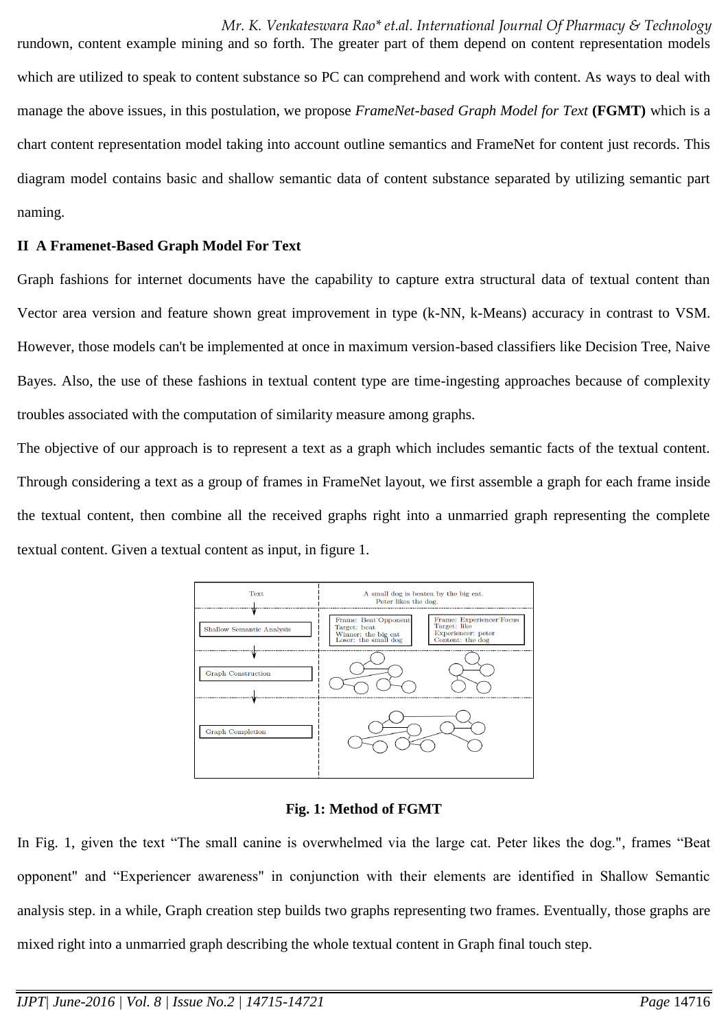rundown, content example mining and so forth. The greater part of them depend on content representation models which are utilized to speak to content substance so PC can comprehend and work with content. As ways to deal with manage the above issues, in this postulation, we propose *FrameNet-based Graph Model for Text* **(FGMT)** which is a chart content representation model taking into account outline semantics and FrameNet for content just records. This diagram model contains basic and shallow semantic data of content substance separated by utilizing semantic part naming.

## II A Framenet-Based Graph Model For Text

Graph fashions for internet documents have the capability to capture extra structural data of textual content than Vector area version and feature shown great improvement in type (k-NN, k-Means) accuracy in contrast to VSM. However, those models can't be implemented at once in maximum version-based classifiers like Decision Tree, Naive Bayes. Also, the use of these fashions in textual content type are time-ingesting approaches because of complexity troubles associated with the computation of similarity measure among graphs.

The objective of our approach is to represent a text as a graph which includes semantic facts of the textual content. Through considering a text as a group of frames in FrameNet layout, we first assemble a graph for each frame inside the textual content, then combine all the received graphs right into a unmarried graph representing the complete textual content. Given a textual content as input, in figure 1.

| Text | A small dog is beaten by the big cat. Peter likes the dog. |
|---|---|
| Shallow Semantic Analysis | Frame: Beat Opponent; Target: beat; Winner: the big cat; Loser: the small dog — Frame: Experiencer Focus; Target: like; Experiencer: peter; Content: the dog |
| Graph Construction | |
| Graph Completion | |

**Fig. 1: Method of FGMT**

In Fig. 1, given the text "The small canine is overwhelmed via the large cat. Peter likes the dog.", frames "Beat opponent" and "Experiencer awareness" in conjunction with their elements are identified in Shallow Semantic analysis step. in a while, Graph creation step builds two graphs representing two frames. Eventually, those graphs are mixed right into a unmarried graph describing the whole textual content in Graph final touch step.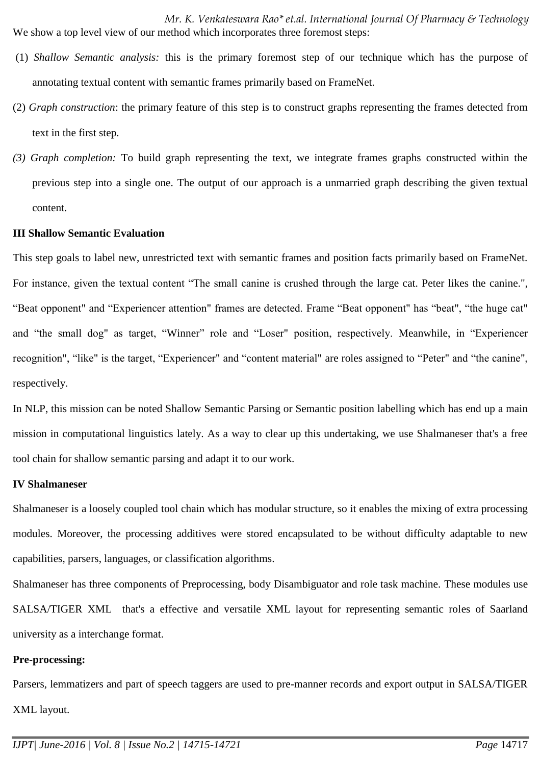We show a top level view of our method which incorporates three foremost steps:

(1) *Shallow Semantic analysis:* this is the primary foremost step of our technique which has the purpose of annotating textual content with semantic frames primarily based on FrameNet.

(2) *Graph construction*: the primary feature of this step is to construct graphs representing the frames detected from text in the first step.

*(3) Graph completion:* To build graph representing the text, we integrate frames graphs constructed within the previous step into a single one. The output of our approach is a unmarried graph describing the given textual content.

**III Shallow Semantic Evaluation**

This step goals to label new, unrestricted text with semantic frames and position facts primarily based on FrameNet. For instance, given the textual content "The small canine is crushed through the large cat. Peter likes the canine.", "Beat opponent" and "Experiencer attention" frames are detected. Frame "Beat opponent" has "beat", "the huge cat" and "the small dog" as target, "Winner" role and "Loser" position, respectively. Meanwhile, in "Experiencer recognition", "like" is the target, "Experiencer" and "content material" are roles assigned to "Peter" and "the canine", respectively.

In NLP, this mission can be noted Shallow Semantic Parsing or Semantic position labelling which has end up a main mission in computational linguistics lately. As a way to clear up this undertaking, we use Shalmaneser that's a free tool chain for shallow semantic parsing and adapt it to our work.

**IV Shalmaneser**

Shalmaneser is a loosely coupled tool chain which has modular structure, so it enables the mixing of extra processing modules. Moreover, the processing additives were stored encapsulated to be without difficulty adaptable to new capabilities, parsers, languages, or classification algorithms.

Shalmaneser has three components of Preprocessing, body Disambiguator and role task machine. These modules use SALSA/TIGER XML that's a effective and versatile XML layout for representing semantic roles of Saarland university as a interchange format.

**Pre-processing:**

Parsers, lemmatizers and part of speech taggers are used to pre-manner records and export output in SALSA/TIGER XML layout.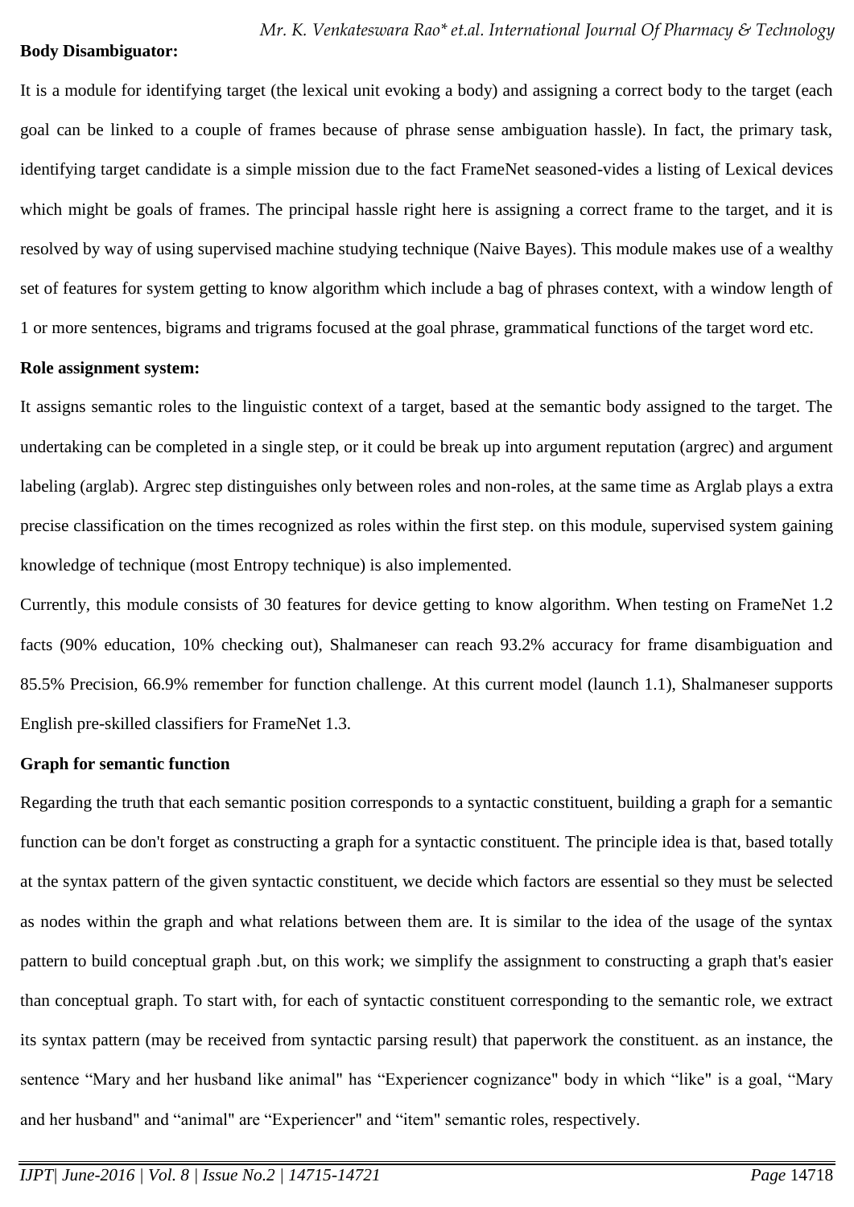**Body Disambiguator:**

It is a module for identifying target (the lexical unit evoking a body) and assigning a correct body to the target (each goal can be linked to a couple of frames because of phrase sense ambiguation hassle). In fact, the primary task, identifying target candidate is a simple mission due to the fact FrameNet seasoned-vides a listing of Lexical devices which might be goals of frames. The principal hassle right here is assigning a correct frame to the target, and it is resolved by way of using supervised machine studying technique (Naive Bayes). This module makes use of a wealthy set of features for system getting to know algorithm which include a bag of phrases context, with a window length of 1 or more sentences, bigrams and trigrams focused at the goal phrase, grammatical functions of the target word etc.

**Role assignment system:**

It assigns semantic roles to the linguistic context of a target, based at the semantic body assigned to the target. The undertaking can be completed in a single step, or it could be break up into argument reputation (argrec) and argument labeling (arglab). Argrec step distinguishes only between roles and non-roles, at the same time as Arglab plays a extra precise classification on the times recognized as roles within the first step. on this module, supervised system gaining knowledge of technique (most Entropy technique) is also implemented.

Currently, this module consists of 30 features for device getting to know algorithm. When testing on FrameNet 1.2 facts (90% education, 10% checking out), Shalmaneser can reach 93.2% accuracy for frame disambiguation and 85.5% Precision, 66.9% remember for function challenge. At this current model (launch 1.1), Shalmaneser supports English pre-skilled classifiers for FrameNet 1.3.

**Graph for semantic function**

Regarding the truth that each semantic position corresponds to a syntactic constituent, building a graph for a semantic function can be don't forget as constructing a graph for a syntactic constituent. The principle idea is that, based totally at the syntax pattern of the given syntactic constituent, we decide which factors are essential so they must be selected as nodes within the graph and what relations between them are. It is similar to the idea of the usage of the syntax pattern to build conceptual graph .but, on this work; we simplify the assignment to constructing a graph that's easier than conceptual graph. To start with, for each of syntactic constituent corresponding to the semantic role, we extract its syntax pattern (may be received from syntactic parsing result) that paperwork the constituent. as an instance, the sentence "Mary and her husband like animal" has "Experiencer cognizance" body in which "like" is a goal, "Mary and her husband" and "animal" are "Experiencer" and "item" semantic roles, respectively.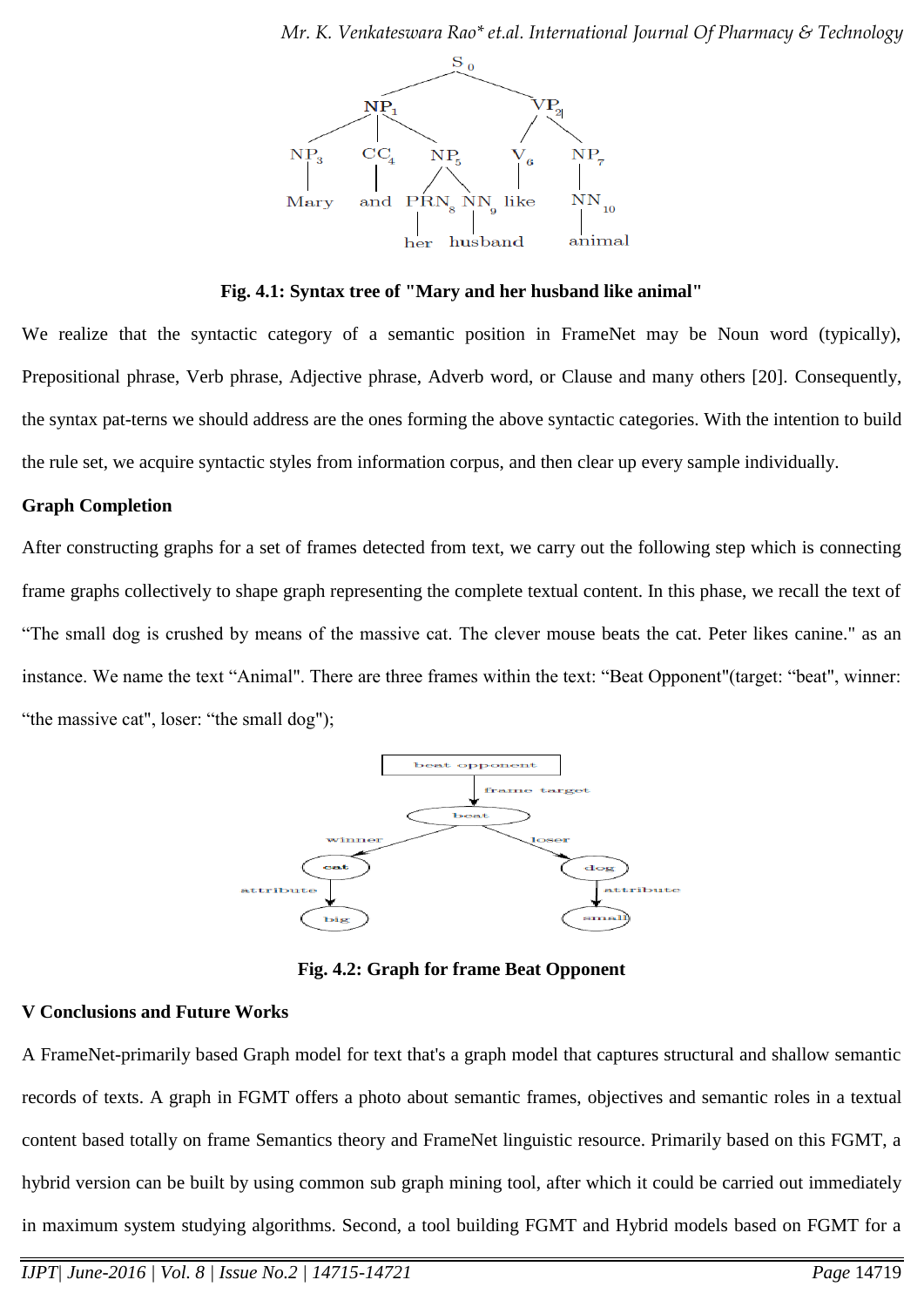Fig. 4.1: Syntax tree of "Mary and her husband like animal"

We realize that the syntactic category of a semantic position in FrameNet may be Noun word (typically), Prepositional phrase, Verb phrase, Adjective phrase, Adverb word, or Clause and many others [20]. Consequently, the syntax pat-terns we should address are the ones forming the above syntactic categories. With the intention to build the rule set, we acquire syntactic styles from information corpus, and then clear up every sample individually.

**Graph Completion**

After constructing graphs for a set of frames detected from text, we carry out the following step which is connecting frame graphs collectively to shape graph representing the complete textual content. In this phase, we recall the text of "The small dog is crushed by means of the massive cat. The clever mouse beats the cat. Peter likes canine." as an instance. We name the text "Animal". There are three frames within the text: "Beat Opponent"(target: "beat", winner: "the massive cat", loser: "the small dog");

Fig. 4.2: Graph for frame Beat Opponent

## V Conclusions and Future Works

A FrameNet-primarily based Graph model for text that's a graph model that captures structural and shallow semantic records of texts. A graph in FGMT offers a photo about semantic frames, objectives and semantic roles in a textual content based totally on frame Semantics theory and FrameNet linguistic resource. Primarily based on this FGMT, a hybrid version can be built by using common sub graph mining tool, after which it could be carried out immediately in maximum system studying algorithms. Second, a tool building FGMT and Hybrid models based on FGMT for a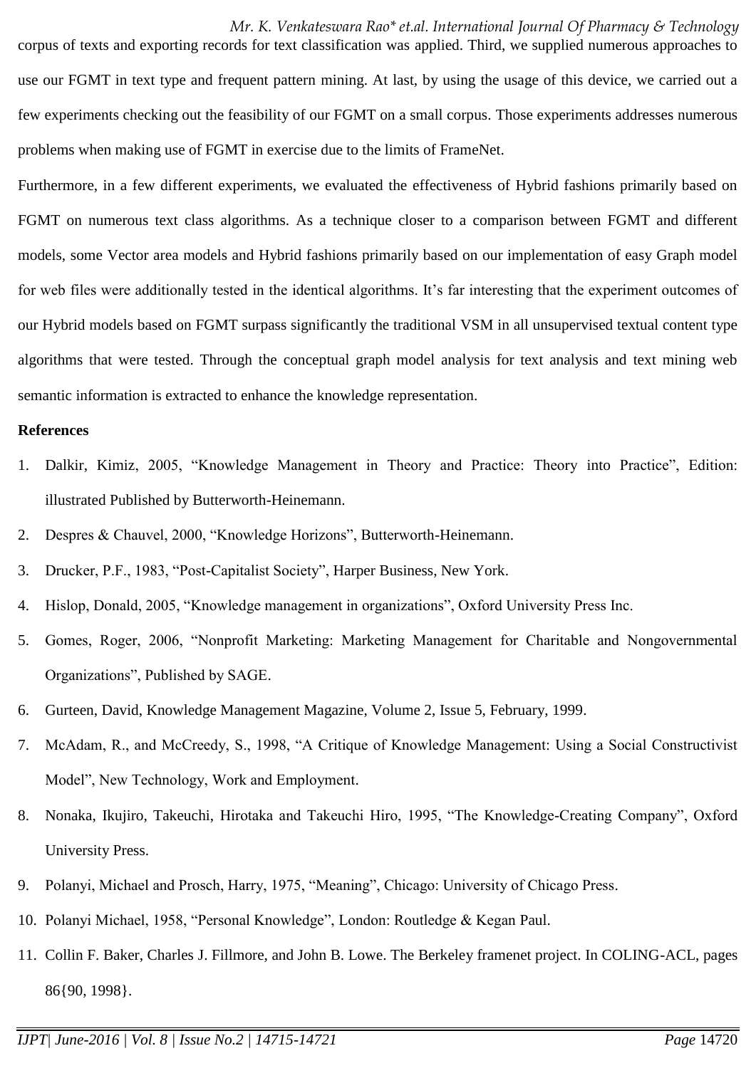corpus of texts and exporting records for text classification was applied. Third, we supplied numerous approaches to use our FGMT in text type and frequent pattern mining. At last, by using the usage of this device, we carried out a few experiments checking out the feasibility of our FGMT on a small corpus. Those experiments addresses numerous problems when making use of FGMT in exercise due to the limits of FrameNet.

Furthermore, in a few different experiments, we evaluated the effectiveness of Hybrid fashions primarily based on FGMT on numerous text class algorithms. As a technique closer to a comparison between FGMT and different models, some Vector area models and Hybrid fashions primarily based on our implementation of easy Graph model for web files were additionally tested in the identical algorithms. It's far interesting that the experiment outcomes of our Hybrid models based on FGMT surpass significantly the traditional VSM in all unsupervised textual content type algorithms that were tested. Through the conceptual graph model analysis for text analysis and text mining web semantic information is extracted to enhance the knowledge representation.

**References**

1. Dalkir, Kimiz, 2005, "Knowledge Management in Theory and Practice: Theory into Practice", Edition: illustrated Published by Butterworth-Heinemann.
2. Despres & Chauvel, 2000, "Knowledge Horizons", Butterworth-Heinemann.
3. Drucker, P.F., 1983, "Post-Capitalist Society", Harper Business, New York.
4. Hislop, Donald, 2005, "Knowledge management in organizations", Oxford University Press Inc.
5. Gomes, Roger, 2006, "Nonprofit Marketing: Marketing Management for Charitable and Nongovernmental Organizations", Published by SAGE.
6. Gurteen, David, Knowledge Management Magazine, Volume 2, Issue 5, February, 1999.
7. McAdam, R., and McCreedy, S., 1998, "A Critique of Knowledge Management: Using a Social Constructivist Model", New Technology, Work and Employment.
8. Nonaka, Ikujiro, Takeuchi, Hirotaka and Takeuchi Hiro, 1995, "The Knowledge-Creating Company", Oxford University Press.
9. Polanyi, Michael and Prosch, Harry, 1975, "Meaning", Chicago: University of Chicago Press.
10. Polanyi Michael, 1958, "Personal Knowledge", London: Routledge & Kegan Paul.
11. Collin F. Baker, Charles J. Fillmore, and John B. Lowe. The Berkeley framenet project. In COLING-ACL, pages 86{90, 1998}.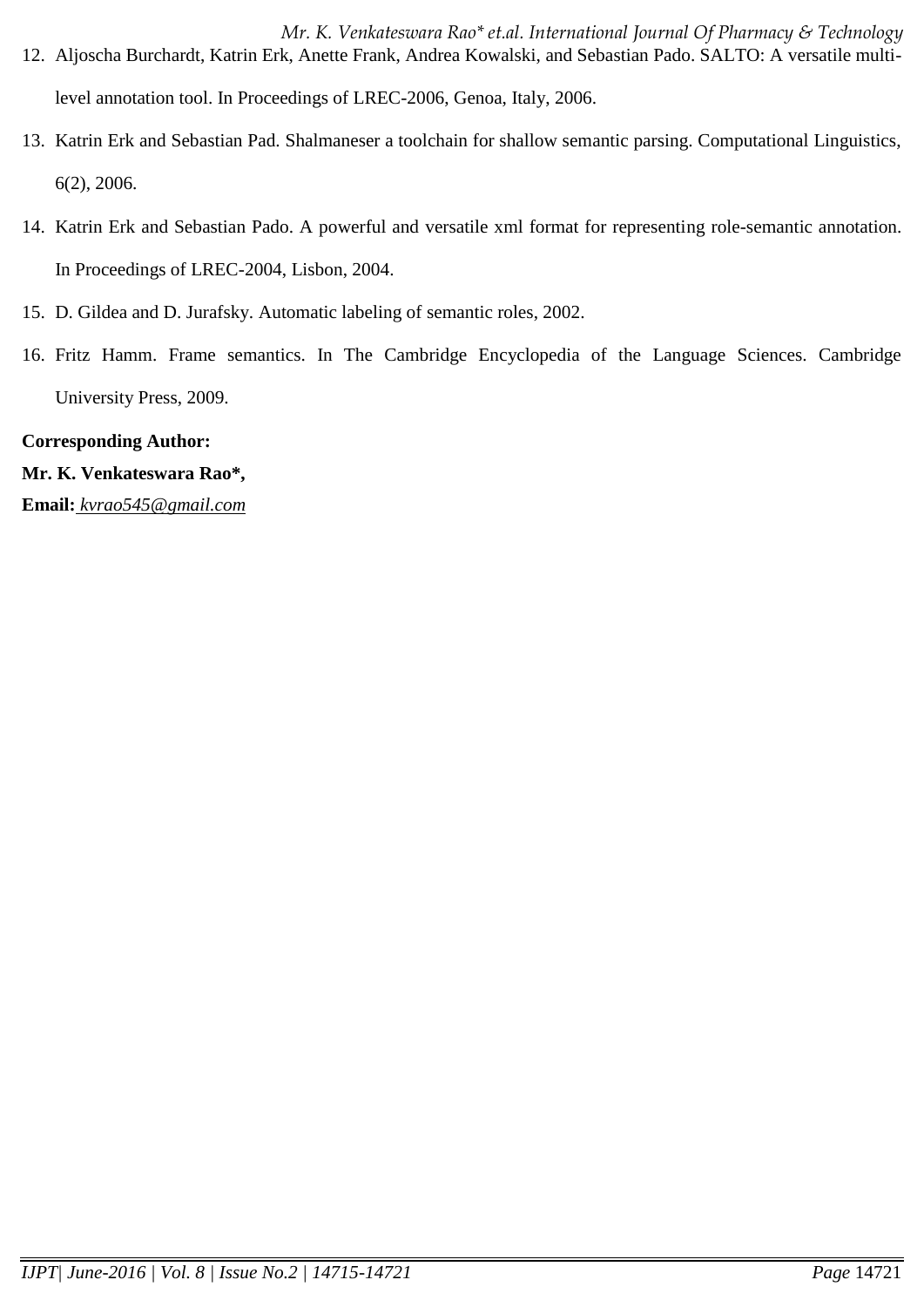12. Aljoscha Burchardt, Katrin Erk, Anette Frank, Andrea Kowalski, and Sebastian Pado. SALTO: A versatile multi-level annotation tool. In Proceedings of LREC-2006, Genoa, Italy, 2006.
13. Katrin Erk and Sebastian Pad. Shalmaneser a toolchain for shallow semantic parsing. Computational Linguistics, 6(2), 2006.
14. Katrin Erk and Sebastian Pado. A powerful and versatile xml format for representing role-semantic annotation. In Proceedings of LREC-2004, Lisbon, 2004.
15. D. Gildea and D. Jurafsky. Automatic labeling of semantic roles, 2002.
16. Fritz Hamm. Frame semantics. In The Cambridge Encyclopedia of the Language Sciences. Cambridge University Press, 2009.

**Corresponding Author:**

**Mr. K. Venkateswara Rao*,**

**Email:** kvrao545@gmail.com